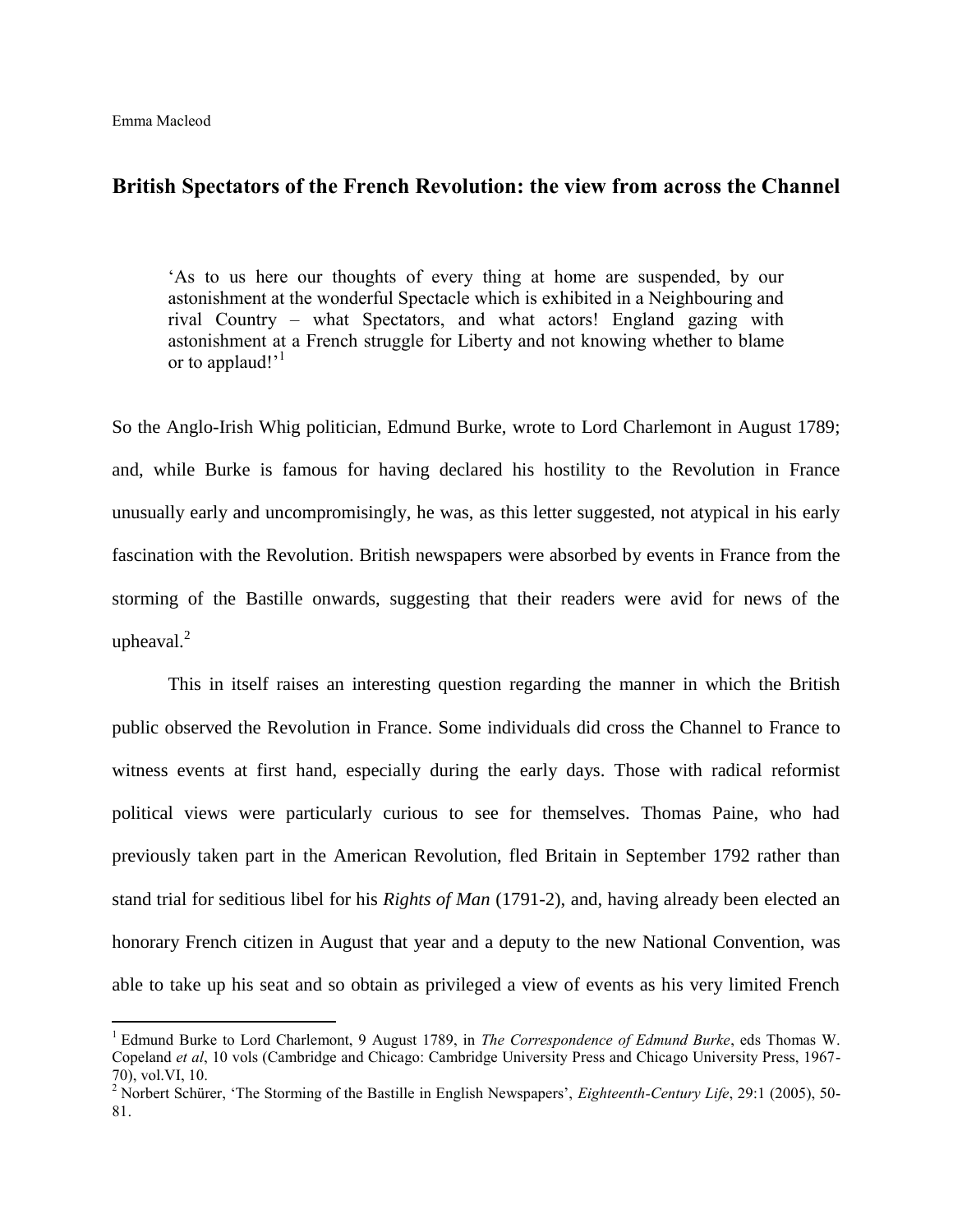Emma Macleod

## British Spectators of the French Revolution: the view from across the Channel

> 'As to us here our thoughts of every thing at home are suspended, by our astonishment at the wonderful Spectacle which is exhibited in a Neighbouring and rival Country – what Spectators, and what actors! England gazing with astonishment at a French struggle for Liberty and not knowing whether to blame or to applaud!'[1]

So the Anglo-Irish Whig politician, Edmund Burke, wrote to Lord Charlemont in August 1789; and, while Burke is famous for having declared his hostility to the Revolution in France unusually early and uncompromisingly, he was, as this letter suggested, not atypical in his early fascination with the Revolution. British newspapers were absorbed by events in France from the storming of the Bastille onwards, suggesting that their readers were avid for news of the upheaval.[2]

This in itself raises an interesting question regarding the manner in which the British public observed the Revolution in France. Some individuals did cross the Channel to France to witness events at first hand, especially during the early days. Those with radical reformist political views were particularly curious to see for themselves. Thomas Paine, who had previously taken part in the American Revolution, fled Britain in September 1792 rather than stand trial for seditious libel for his *Rights of Man* (1791-2), and, having already been elected an honorary French citizen in August that year and a deputy to the new National Convention, was able to take up his seat and so obtain as privileged a view of events as his very limited French

---

[1] Edmund Burke to Lord Charlemont, 9 August 1789, in *The Correspondence of Edmund Burke*, eds Thomas W. Copeland *et al*, 10 vols (Cambridge and Chicago: Cambridge University Press and Chicago University Press, 1967-70), vol.VI, 10.

[2] Norbert Schürer, 'The Storming of the Bastille in English Newspapers', *Eighteenth-Century Life*, 29:1 (2005), 50-81.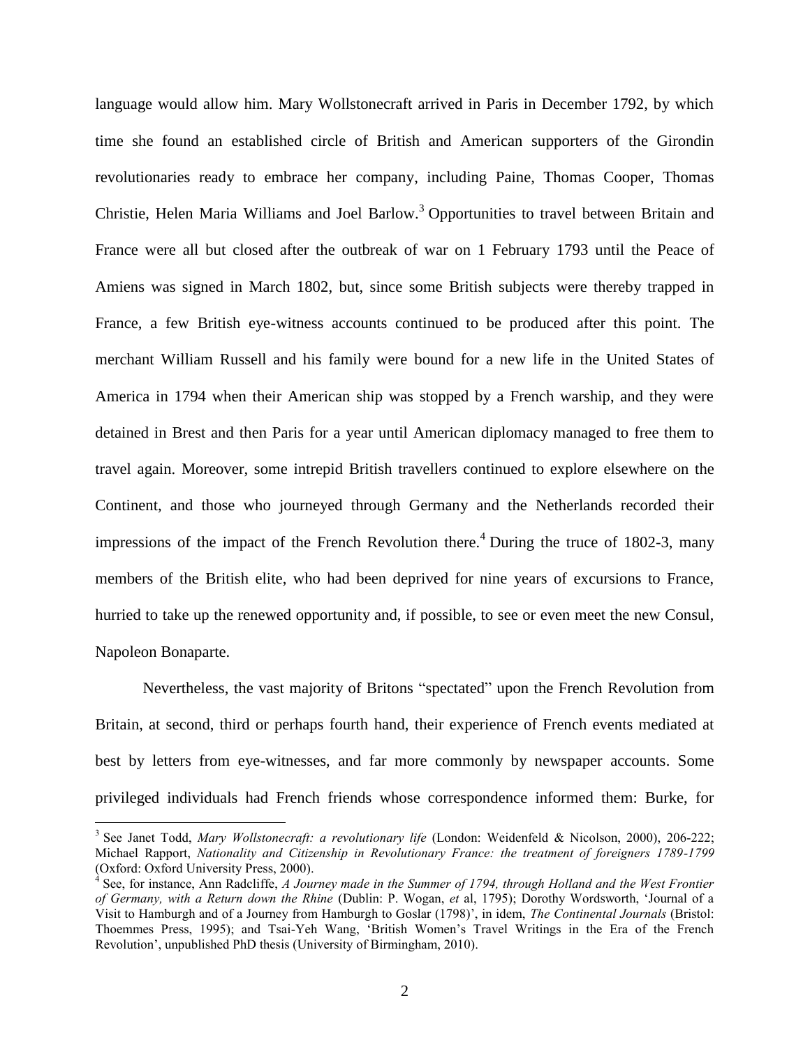language would allow him. Mary Wollstonecraft arrived in Paris in December 1792, by which time she found an established circle of British and American supporters of the Girondin revolutionaries ready to embrace her company, including Paine, Thomas Cooper, Thomas Christie, Helen Maria Williams and Joel Barlow.[3] Opportunities to travel between Britain and France were all but closed after the outbreak of war on 1 February 1793 until the Peace of Amiens was signed in March 1802, but, since some British subjects were thereby trapped in France, a few British eye-witness accounts continued to be produced after this point. The merchant William Russell and his family were bound for a new life in the United States of America in 1794 when their American ship was stopped by a French warship, and they were detained in Brest and then Paris for a year until American diplomacy managed to free them to travel again. Moreover, some intrepid British travellers continued to explore elsewhere on the Continent, and those who journeyed through Germany and the Netherlands recorded their impressions of the impact of the French Revolution there.[4] During the truce of 1802-3, many members of the British elite, who had been deprived for nine years of excursions to France, hurried to take up the renewed opportunity and, if possible, to see or even meet the new Consul, Napoleon Bonaparte.

Nevertheless, the vast majority of Britons "spectated" upon the French Revolution from Britain, at second, third or perhaps fourth hand, their experience of French events mediated at best by letters from eye-witnesses, and far more commonly by newspaper accounts. Some privileged individuals had French friends whose correspondence informed them: Burke, for

---

[3] See Janet Todd, *Mary Wollstonecraft: a revolutionary life* (London: Weidenfeld & Nicolson, 2000), 206-222; Michael Rapport, *Nationality and Citizenship in Revolutionary France: the treatment of foreigners 1789-1799* (Oxford: Oxford University Press, 2000).

[4] See, for instance, Ann Radcliffe, *A Journey made in the Summer of 1794, through Holland and the West Frontier of Germany, with a Return down the Rhine* (Dublin: P. Wogan, *et* al, 1795); Dorothy Wordsworth, 'Journal of a Visit to Hamburgh and of a Journey from Hamburgh to Goslar (1798)', in idem, *The Continental Journals* (Bristol: Thoemmes Press, 1995); and Tsai-Yeh Wang, 'British Women's Travel Writings in the Era of the French Revolution', unpublished PhD thesis (University of Birmingham, 2010).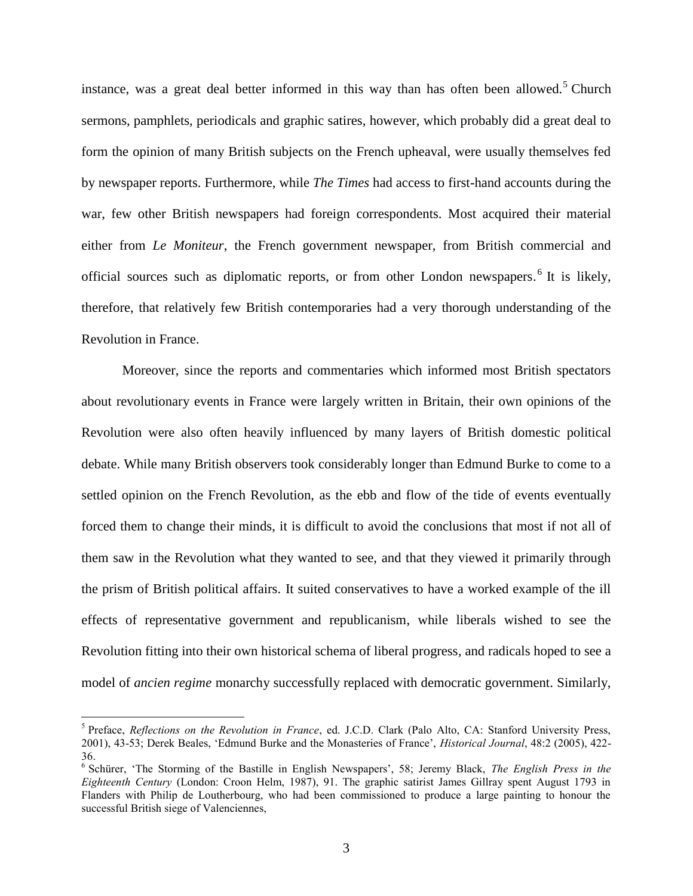instance, was a great deal better informed in this way than has often been allowed.[5] Church sermons, pamphlets, periodicals and graphic satires, however, which probably did a great deal to form the opinion of many British subjects on the French upheaval, were usually themselves fed by newspaper reports. Furthermore, while *The Times* had access to first-hand accounts during the war, few other British newspapers had foreign correspondents. Most acquired their material either from *Le Moniteur*, the French government newspaper, from British commercial and official sources such as diplomatic reports, or from other London newspapers.[6] It is likely, therefore, that relatively few British contemporaries had a very thorough understanding of the Revolution in France.

Moreover, since the reports and commentaries which informed most British spectators about revolutionary events in France were largely written in Britain, their own opinions of the Revolution were also often heavily influenced by many layers of British domestic political debate. While many British observers took considerably longer than Edmund Burke to come to a settled opinion on the French Revolution, as the ebb and flow of the tide of events eventually forced them to change their minds, it is difficult to avoid the conclusions that most if not all of them saw in the Revolution what they wanted to see, and that they viewed it primarily through the prism of British political affairs. It suited conservatives to have a worked example of the ill effects of representative government and republicanism, while liberals wished to see the Revolution fitting into their own historical schema of liberal progress, and radicals hoped to see a model of *ancien regime* monarchy successfully replaced with democratic government. Similarly,

---

[5] Preface, *Reflections on the Revolution in France*, ed. J.C.D. Clark (Palo Alto, CA: Stanford University Press, 2001), 43-53; Derek Beales, 'Edmund Burke and the Monasteries of France', *Historical Journal*, 48:2 (2005), 422-36.

[6] Schürer, 'The Storming of the Bastille in English Newspapers', 58; Jeremy Black, *The English Press in the Eighteenth Century* (London: Croon Helm, 1987), 91. The graphic satirist James Gillray spent August 1793 in Flanders with Philip de Loutherbourg, who had been commissioned to produce a large painting to honour the successful British siege of Valenciennes,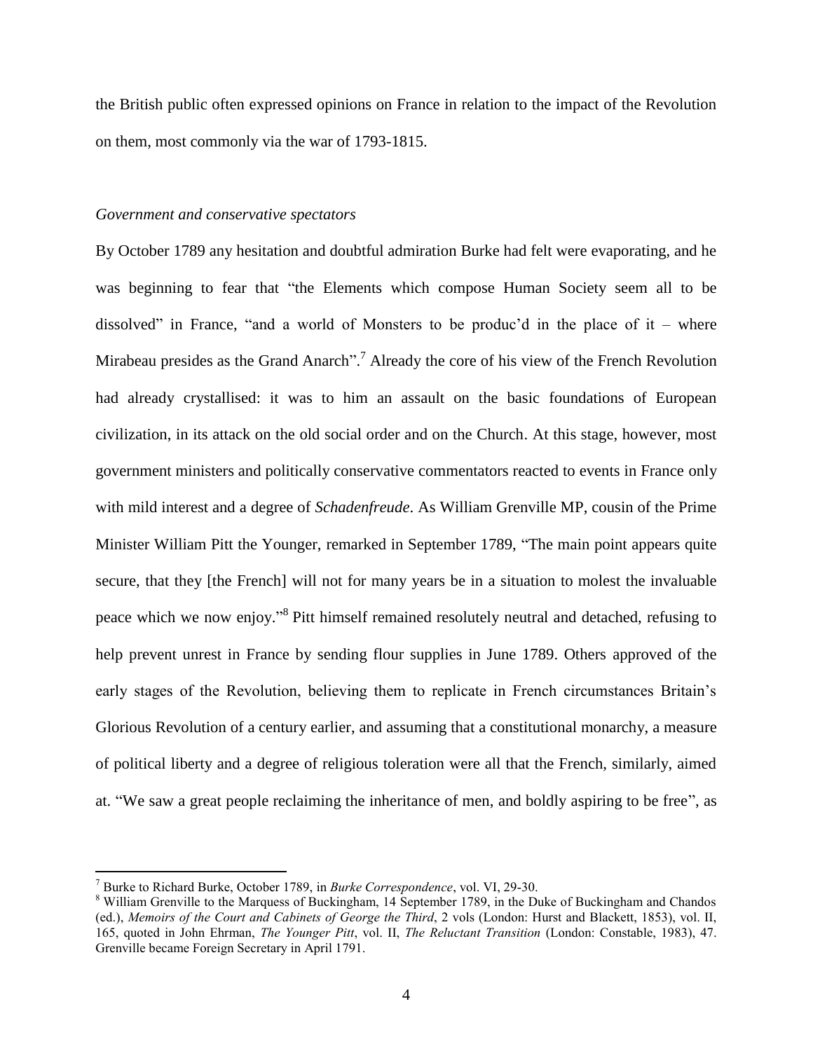the British public often expressed opinions on France in relation to the impact of the Revolution on them, most commonly via the war of 1793-1815.

*Government and conservative spectators*

By October 1789 any hesitation and doubtful admiration Burke had felt were evaporating, and he was beginning to fear that "the Elements which compose Human Society seem all to be dissolved" in France, "and a world of Monsters to be produc'd in the place of it – where Mirabeau presides as the Grand Anarch".[7] Already the core of his view of the French Revolution had already crystallised: it was to him an assault on the basic foundations of European civilization, in its attack on the old social order and on the Church. At this stage, however, most government ministers and politically conservative commentators reacted to events in France only with mild interest and a degree of *Schadenfreude*. As William Grenville MP, cousin of the Prime Minister William Pitt the Younger, remarked in September 1789, "The main point appears quite secure, that they [the French] will not for many years be in a situation to molest the invaluable peace which we now enjoy."[8] Pitt himself remained resolutely neutral and detached, refusing to help prevent unrest in France by sending flour supplies in June 1789. Others approved of the early stages of the Revolution, believing them to replicate in French circumstances Britain's Glorious Revolution of a century earlier, and assuming that a constitutional monarchy, a measure of political liberty and a degree of religious toleration were all that the French, similarly, aimed at. "We saw a great people reclaiming the inheritance of men, and boldly aspiring to be free", as

[7] Burke to Richard Burke, October 1789, in *Burke Correspondence*, vol. VI, 29-30.

[8] William Grenville to the Marquess of Buckingham, 14 September 1789, in the Duke of Buckingham and Chandos (ed.), *Memoirs of the Court and Cabinets of George the Third*, 2 vols (London: Hurst and Blackett, 1853), vol. II, 165, quoted in John Ehrman, *The Younger Pitt*, vol. II, *The Reluctant Transition* (London: Constable, 1983), 47. Grenville became Foreign Secretary in April 1791.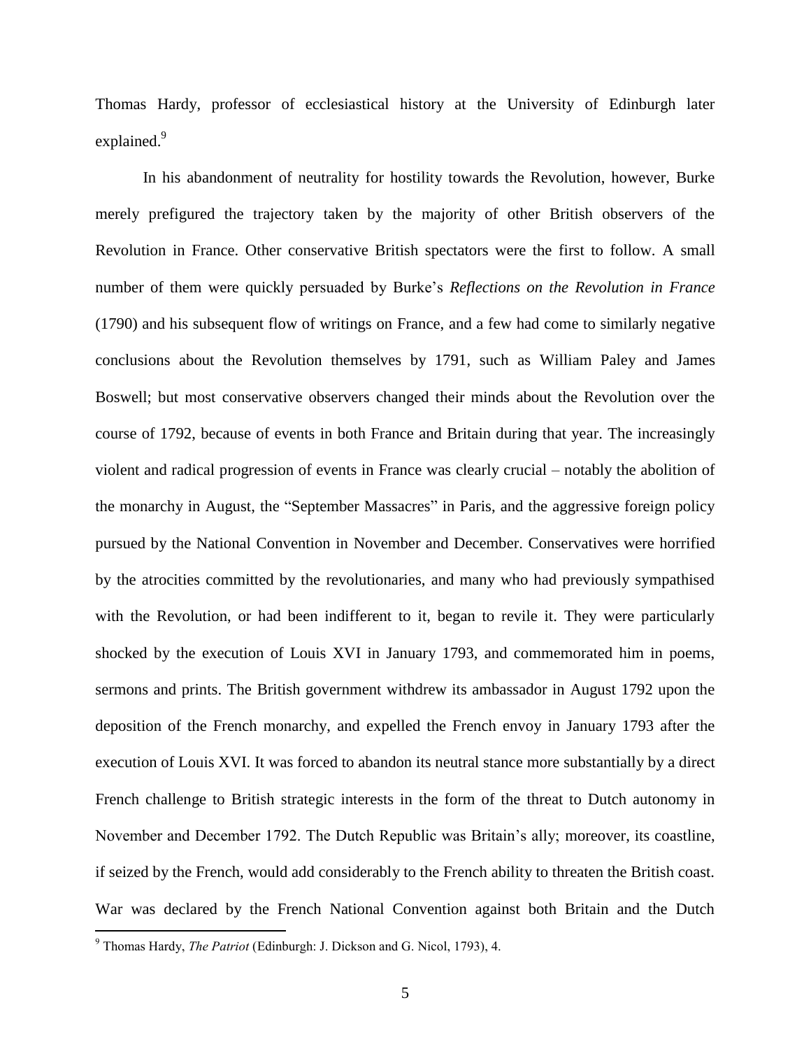Thomas Hardy, professor of ecclesiastical history at the University of Edinburgh later explained.[9]

In his abandonment of neutrality for hostility towards the Revolution, however, Burke merely prefigured the trajectory taken by the majority of other British observers of the Revolution in France. Other conservative British spectators were the first to follow. A small number of them were quickly persuaded by Burke's *Reflections on the Revolution in France* (1790) and his subsequent flow of writings on France, and a few had come to similarly negative conclusions about the Revolution themselves by 1791, such as William Paley and James Boswell; but most conservative observers changed their minds about the Revolution over the course of 1792, because of events in both France and Britain during that year. The increasingly violent and radical progression of events in France was clearly crucial – notably the abolition of the monarchy in August, the "September Massacres" in Paris, and the aggressive foreign policy pursued by the National Convention in November and December. Conservatives were horrified by the atrocities committed by the revolutionaries, and many who had previously sympathised with the Revolution, or had been indifferent to it, began to revile it. They were particularly shocked by the execution of Louis XVI in January 1793, and commemorated him in poems, sermons and prints. The British government withdrew its ambassador in August 1792 upon the deposition of the French monarchy, and expelled the French envoy in January 1793 after the execution of Louis XVI. It was forced to abandon its neutral stance more substantially by a direct French challenge to British strategic interests in the form of the threat to Dutch autonomy in November and December 1792. The Dutch Republic was Britain's ally; moreover, its coastline, if seized by the French, would add considerably to the French ability to threaten the British coast. War was declared by the French National Convention against both Britain and the Dutch

[9] Thomas Hardy, *The Patriot* (Edinburgh: J. Dickson and G. Nicol, 1793), 4.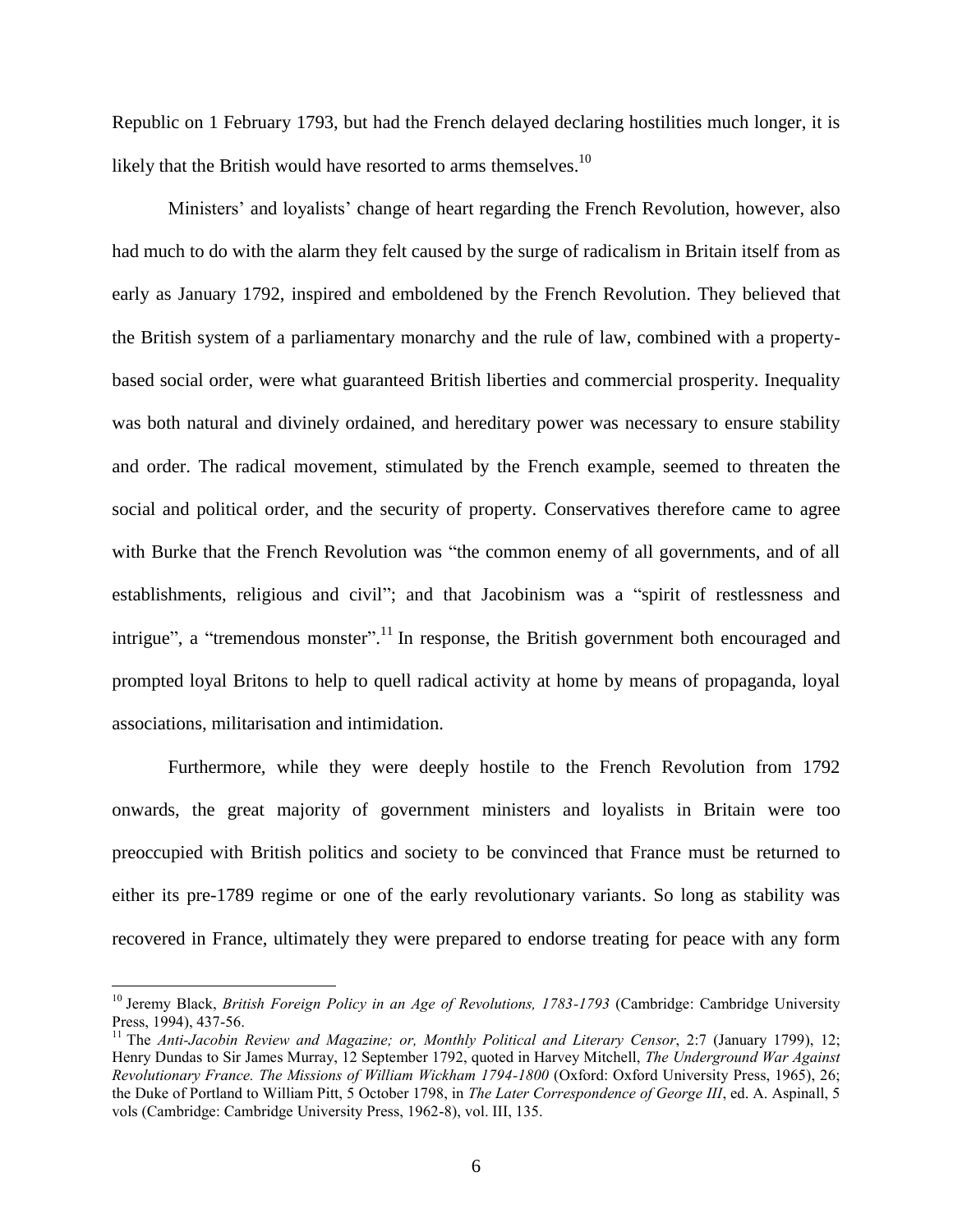Republic on 1 February 1793, but had the French delayed declaring hostilities much longer, it is likely that the British would have resorted to arms themselves.[10]

Ministers' and loyalists' change of heart regarding the French Revolution, however, also had much to do with the alarm they felt caused by the surge of radicalism in Britain itself from as early as January 1792, inspired and emboldened by the French Revolution. They believed that the British system of a parliamentary monarchy and the rule of law, combined with a property-based social order, were what guaranteed British liberties and commercial prosperity. Inequality was both natural and divinely ordained, and hereditary power was necessary to ensure stability and order. The radical movement, stimulated by the French example, seemed to threaten the social and political order, and the security of property. Conservatives therefore came to agree with Burke that the French Revolution was "the common enemy of all governments, and of all establishments, religious and civil"; and that Jacobinism was a "spirit of restlessness and intrigue", a "tremendous monster".[11] In response, the British government both encouraged and prompted loyal Britons to help to quell radical activity at home by means of propaganda, loyal associations, militarisation and intimidation.

Furthermore, while they were deeply hostile to the French Revolution from 1792 onwards, the great majority of government ministers and loyalists in Britain were too preoccupied with British politics and society to be convinced that France must be returned to either its pre-1789 regime or one of the early revolutionary variants. So long as stability was recovered in France, ultimately they were prepared to endorse treating for peace with any form

---

[10] Jeremy Black, *British Foreign Policy in an Age of Revolutions, 1783-1793* (Cambridge: Cambridge University Press, 1994), 437-56.

[11] The *Anti-Jacobin Review and Magazine; or, Monthly Political and Literary Censor*, 2:7 (January 1799), 12; Henry Dundas to Sir James Murray, 12 September 1792, quoted in Harvey Mitchell, *The Underground War Against Revolutionary France. The Missions of William Wickham 1794-1800* (Oxford: Oxford University Press, 1965), 26; the Duke of Portland to William Pitt, 5 October 1798, in *The Later Correspondence of George III*, ed. A. Aspinall, 5 vols (Cambridge: Cambridge University Press, 1962-8), vol. III, 135.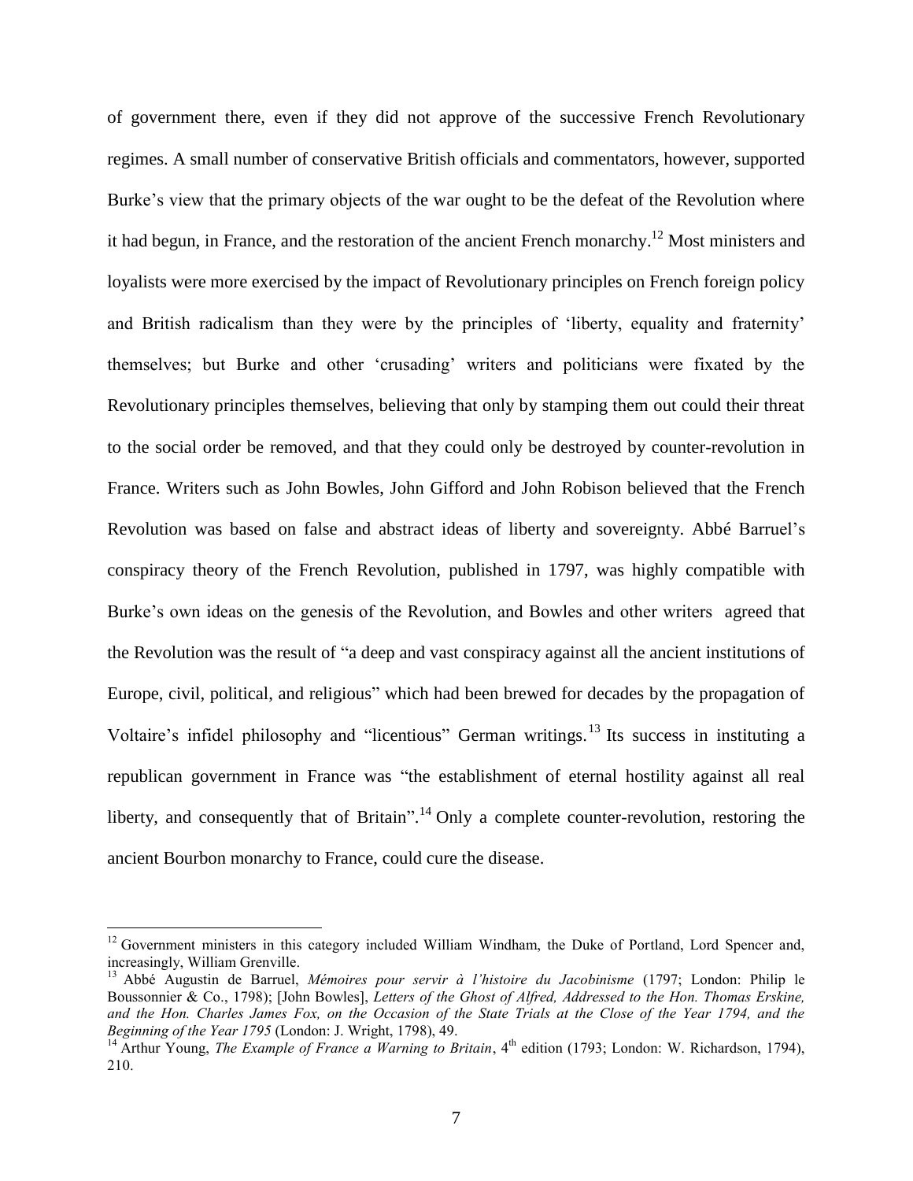of government there, even if they did not approve of the successive French Revolutionary regimes. A small number of conservative British officials and commentators, however, supported Burke's view that the primary objects of the war ought to be the defeat of the Revolution where it had begun, in France, and the restoration of the ancient French monarchy.[12] Most ministers and loyalists were more exercised by the impact of Revolutionary principles on French foreign policy and British radicalism than they were by the principles of 'liberty, equality and fraternity' themselves; but Burke and other 'crusading' writers and politicians were fixated by the Revolutionary principles themselves, believing that only by stamping them out could their threat to the social order be removed, and that they could only be destroyed by counter-revolution in France. Writers such as John Bowles, John Gifford and John Robison believed that the French Revolution was based on false and abstract ideas of liberty and sovereignty. Abbé Barruel's conspiracy theory of the French Revolution, published in 1797, was highly compatible with Burke's own ideas on the genesis of the Revolution, and Bowles and other writers agreed that the Revolution was the result of "a deep and vast conspiracy against all the ancient institutions of Europe, civil, political, and religious" which had been brewed for decades by the propagation of Voltaire's infidel philosophy and "licentious" German writings.[13] Its success in instituting a republican government in France was "the establishment of eternal hostility against all real liberty, and consequently that of Britain".[14] Only a complete counter-revolution, restoring the ancient Bourbon monarchy to France, could cure the disease.

---

[12] Government ministers in this category included William Windham, the Duke of Portland, Lord Spencer and, increasingly, William Grenville.

[13] Abbé Augustin de Barruel, *Mémoires pour servir à l'histoire du Jacobinisme* (1797; London: Philip le Boussonnier & Co., 1798); [John Bowles], *Letters of the Ghost of Alfred, Addressed to the Hon. Thomas Erskine, and the Hon. Charles James Fox, on the Occasion of the State Trials at the Close of the Year 1794, and the Beginning of the Year 1795* (London: J. Wright, 1798), 49.

[14] Arthur Young, *The Example of France a Warning to Britain*, 4th edition (1793; London: W. Richardson, 1794), 210.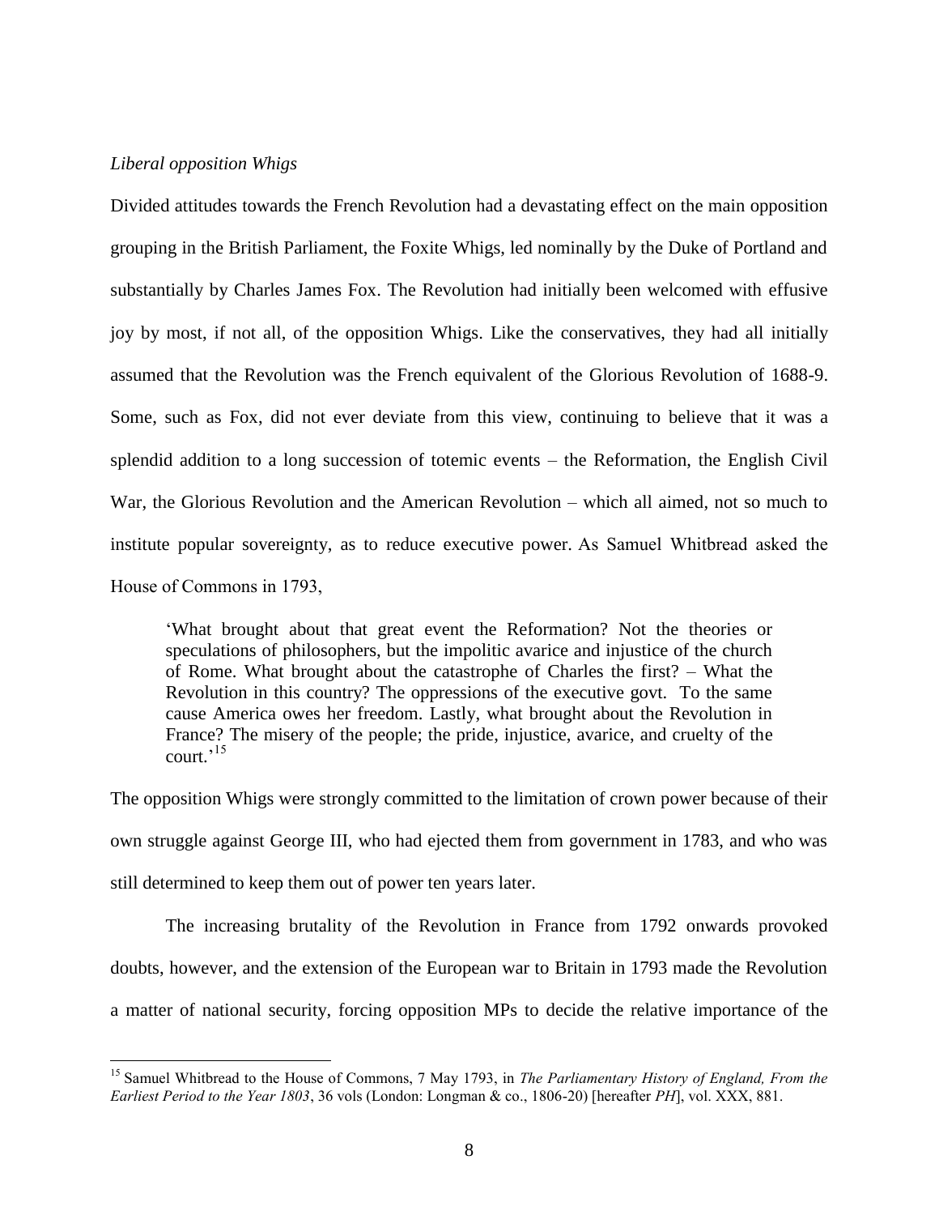*Liberal opposition Whigs*

Divided attitudes towards the French Revolution had a devastating effect on the main opposition grouping in the British Parliament, the Foxite Whigs, led nominally by the Duke of Portland and substantially by Charles James Fox. The Revolution had initially been welcomed with effusive joy by most, if not all, of the opposition Whigs. Like the conservatives, they had all initially assumed that the Revolution was the French equivalent of the Glorious Revolution of 1688-9. Some, such as Fox, did not ever deviate from this view, continuing to believe that it was a splendid addition to a long succession of totemic events – the Reformation, the English Civil War, the Glorious Revolution and the American Revolution – which all aimed, not so much to institute popular sovereignty, as to reduce executive power. As Samuel Whitbread asked the House of Commons in 1793,

> 'What brought about that great event the Reformation? Not the theories or speculations of philosophers, but the impolitic avarice and injustice of the church of Rome. What brought about the catastrophe of Charles the first? – What the Revolution in this country? The oppressions of the executive govt. To the same cause America owes her freedom. Lastly, what brought about the Revolution in France? The misery of the people; the pride, injustice, avarice, and cruelty of the court.'[15]

The opposition Whigs were strongly committed to the limitation of crown power because of their own struggle against George III, who had ejected them from government in 1783, and who was still determined to keep them out of power ten years later.

The increasing brutality of the Revolution in France from 1792 onwards provoked doubts, however, and the extension of the European war to Britain in 1793 made the Revolution a matter of national security, forcing opposition MPs to decide the relative importance of the

[15] Samuel Whitbread to the House of Commons, 7 May 1793, in *The Parliamentary History of England, From the Earliest Period to the Year 1803*, 36 vols (London: Longman & co., 1806-20) [hereafter *PH*], vol. XXX, 881.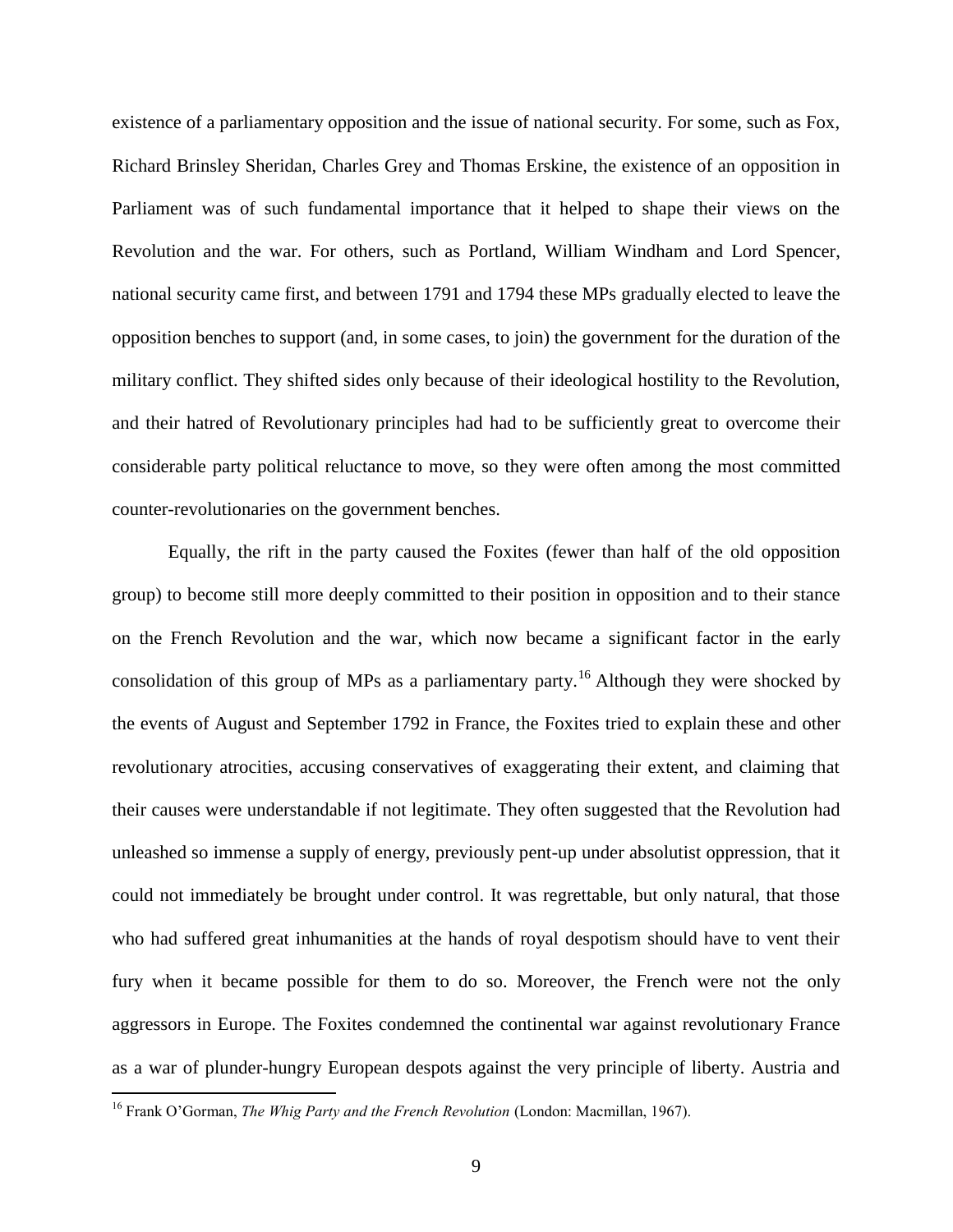existence of a parliamentary opposition and the issue of national security. For some, such as Fox, Richard Brinsley Sheridan, Charles Grey and Thomas Erskine, the existence of an opposition in Parliament was of such fundamental importance that it helped to shape their views on the Revolution and the war. For others, such as Portland, William Windham and Lord Spencer, national security came first, and between 1791 and 1794 these MPs gradually elected to leave the opposition benches to support (and, in some cases, to join) the government for the duration of the military conflict. They shifted sides only because of their ideological hostility to the Revolution, and their hatred of Revolutionary principles had had to be sufficiently great to overcome their considerable party political reluctance to move, so they were often among the most committed counter-revolutionaries on the government benches.

Equally, the rift in the party caused the Foxites (fewer than half of the old opposition group) to become still more deeply committed to their position in opposition and to their stance on the French Revolution and the war, which now became a significant factor in the early consolidation of this group of MPs as a parliamentary party.[16] Although they were shocked by the events of August and September 1792 in France, the Foxites tried to explain these and other revolutionary atrocities, accusing conservatives of exaggerating their extent, and claiming that their causes were understandable if not legitimate. They often suggested that the Revolution had unleashed so immense a supply of energy, previously pent-up under absolutist oppression, that it could not immediately be brought under control. It was regrettable, but only natural, that those who had suffered great inhumanities at the hands of royal despotism should have to vent their fury when it became possible for them to do so. Moreover, the French were not the only aggressors in Europe. The Foxites condemned the continental war against revolutionary France as a war of plunder-hungry European despots against the very principle of liberty. Austria and

[16] Frank O'Gorman, *The Whig Party and the French Revolution* (London: Macmillan, 1967).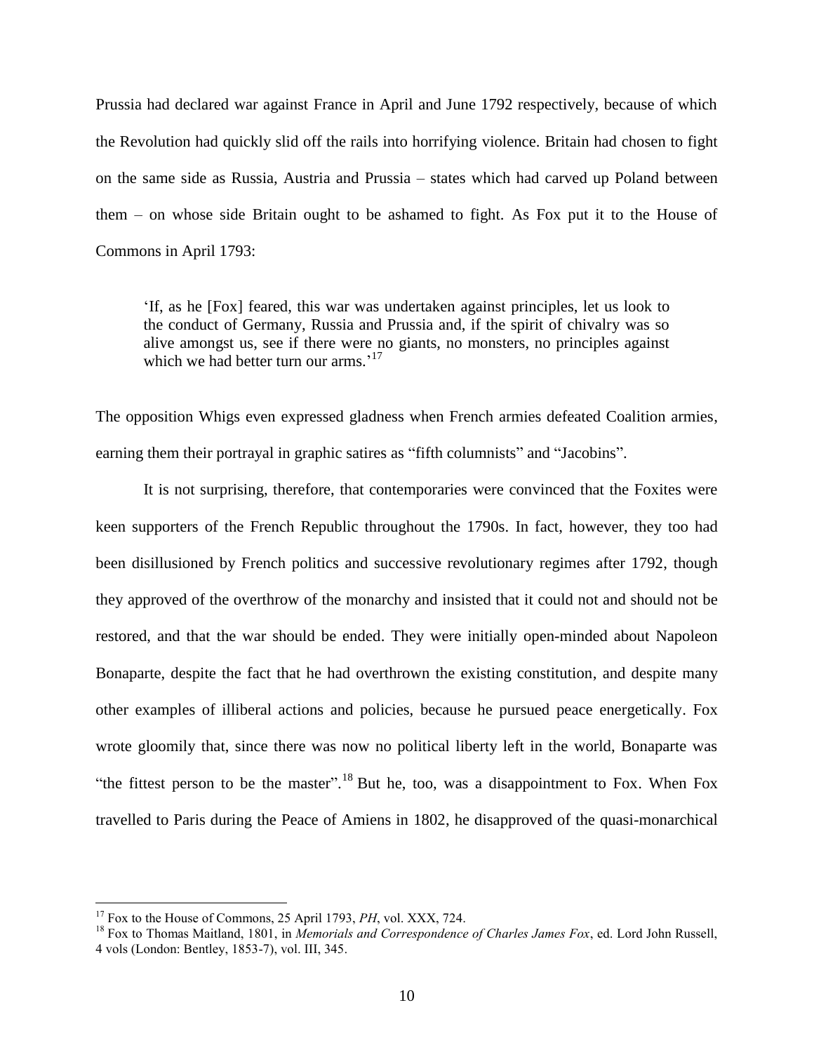Prussia had declared war against France in April and June 1792 respectively, because of which the Revolution had quickly slid off the rails into horrifying violence. Britain had chosen to fight on the same side as Russia, Austria and Prussia – states which had carved up Poland between them – on whose side Britain ought to be ashamed to fight. As Fox put it to the House of Commons in April 1793:

> 'If, as he [Fox] feared, this war was undertaken against principles, let us look to the conduct of Germany, Russia and Prussia and, if the spirit of chivalry was so alive amongst us, see if there were no giants, no monsters, no principles against which we had better turn our arms.'[17]

The opposition Whigs even expressed gladness when French armies defeated Coalition armies, earning them their portrayal in graphic satires as "fifth columnists" and "Jacobins".

It is not surprising, therefore, that contemporaries were convinced that the Foxites were keen supporters of the French Republic throughout the 1790s. In fact, however, they too had been disillusioned by French politics and successive revolutionary regimes after 1792, though they approved of the overthrow of the monarchy and insisted that it could not and should not be restored, and that the war should be ended. They were initially open-minded about Napoleon Bonaparte, despite the fact that he had overthrown the existing constitution, and despite many other examples of illiberal actions and policies, because he pursued peace energetically. Fox wrote gloomily that, since there was now no political liberty left in the world, Bonaparte was "the fittest person to be the master".[18] But he, too, was a disappointment to Fox. When Fox travelled to Paris during the Peace of Amiens in 1802, he disapproved of the quasi-monarchical

---

[17] Fox to the House of Commons, 25 April 1793, *PH*, vol. XXX, 724.

[18] Fox to Thomas Maitland, 1801, in *Memorials and Correspondence of Charles James Fox*, ed. Lord John Russell, 4 vols (London: Bentley, 1853-7), vol. III, 345.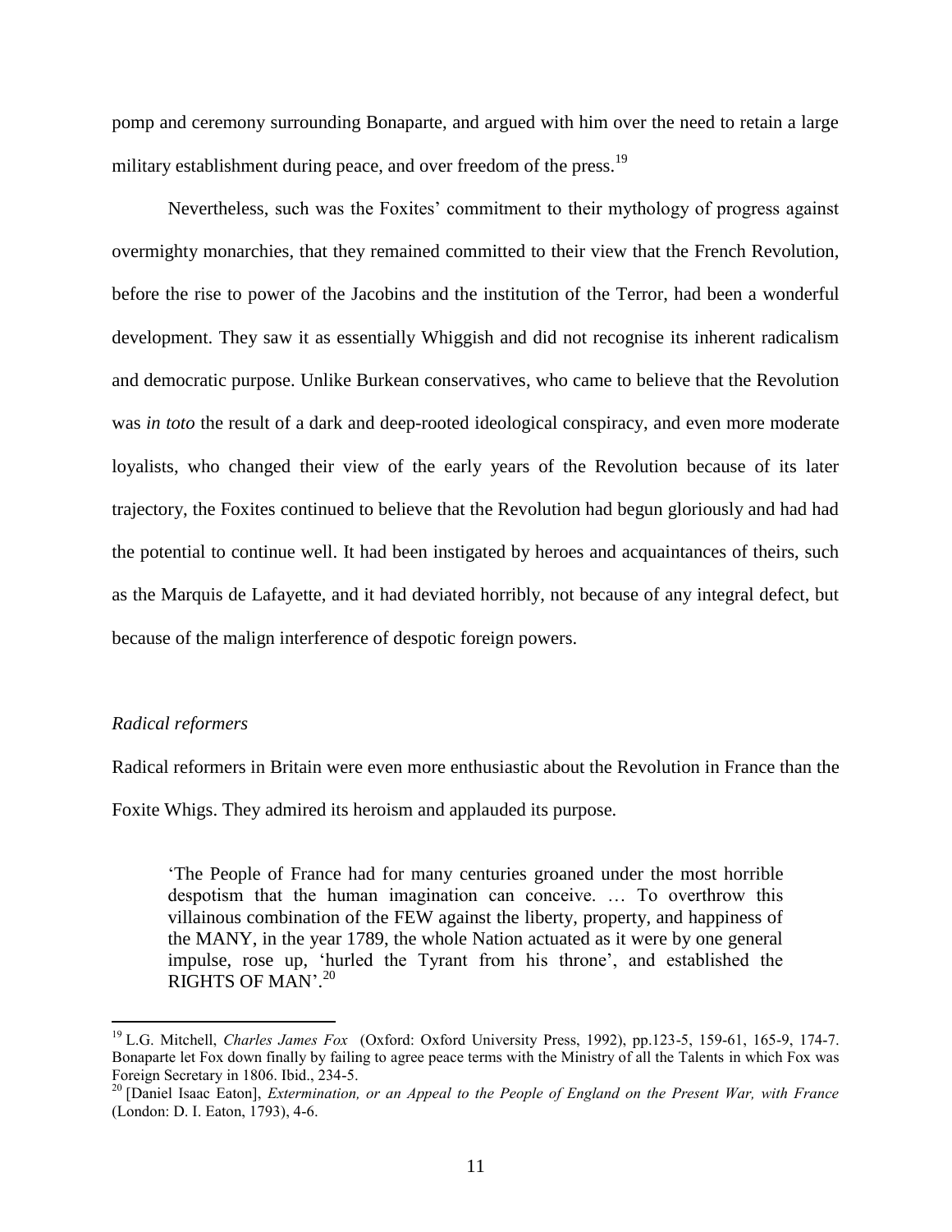pomp and ceremony surrounding Bonaparte, and argued with him over the need to retain a large military establishment during peace, and over freedom of the press.[19]

Nevertheless, such was the Foxites' commitment to their mythology of progress against overmighty monarchies, that they remained committed to their view that the French Revolution, before the rise to power of the Jacobins and the institution of the Terror, had been a wonderful development. They saw it as essentially Whiggish and did not recognise its inherent radicalism and democratic purpose. Unlike Burkean conservatives, who came to believe that the Revolution was *in toto* the result of a dark and deep-rooted ideological conspiracy, and even more moderate loyalists, who changed their view of the early years of the Revolution because of its later trajectory, the Foxites continued to believe that the Revolution had begun gloriously and had had the potential to continue well. It had been instigated by heroes and acquaintances of theirs, such as the Marquis de Lafayette, and it had deviated horribly, not because of any integral defect, but because of the malign interference of despotic foreign powers.

### *Radical reformers*

Radical reformers in Britain were even more enthusiastic about the Revolution in France than the Foxite Whigs. They admired its heroism and applauded its purpose.

> 'The People of France had for many centuries groaned under the most horrible despotism that the human imagination can conceive. … To overthrow this villainous combination of the FEW against the liberty, property, and happiness of the MANY, in the year 1789, the whole Nation actuated as it were by one general impulse, rose up, 'hurled the Tyrant from his throne', and established the RIGHTS OF MAN'.[20]

---

[19] L.G. Mitchell, *Charles James Fox* (Oxford: Oxford University Press, 1992), pp.123-5, 159-61, 165-9, 174-7. Bonaparte let Fox down finally by failing to agree peace terms with the Ministry of all the Talents in which Fox was Foreign Secretary in 1806. Ibid., 234-5.

[20] [Daniel Isaac Eaton], *Extermination, or an Appeal to the People of England on the Present War, with France* (London: D. I. Eaton, 1793), 4-6.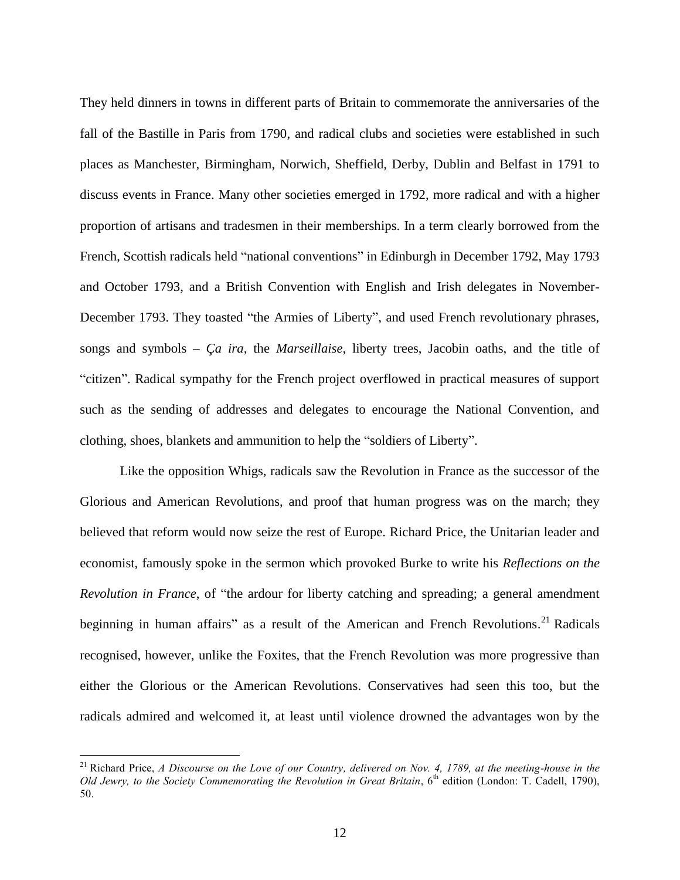They held dinners in towns in different parts of Britain to commemorate the anniversaries of the fall of the Bastille in Paris from 1790, and radical clubs and societies were established in such places as Manchester, Birmingham, Norwich, Sheffield, Derby, Dublin and Belfast in 1791 to discuss events in France. Many other societies emerged in 1792, more radical and with a higher proportion of artisans and tradesmen in their memberships. In a term clearly borrowed from the French, Scottish radicals held "national conventions" in Edinburgh in December 1792, May 1793 and October 1793, and a British Convention with English and Irish delegates in November-December 1793. They toasted "the Armies of Liberty", and used French revolutionary phrases, songs and symbols – *Ça ira*, the *Marseillaise*, liberty trees, Jacobin oaths, and the title of "citizen". Radical sympathy for the French project overflowed in practical measures of support such as the sending of addresses and delegates to encourage the National Convention, and clothing, shoes, blankets and ammunition to help the "soldiers of Liberty".

Like the opposition Whigs, radicals saw the Revolution in France as the successor of the Glorious and American Revolutions, and proof that human progress was on the march; they believed that reform would now seize the rest of Europe. Richard Price, the Unitarian leader and economist, famously spoke in the sermon which provoked Burke to write his *Reflections on the Revolution in France*, of "the ardour for liberty catching and spreading; a general amendment beginning in human affairs" as a result of the American and French Revolutions.[21] Radicals recognised, however, unlike the Foxites, that the French Revolution was more progressive than either the Glorious or the American Revolutions. Conservatives had seen this too, but the radicals admired and welcomed it, at least until violence drowned the advantages won by the

[21] Richard Price, *A Discourse on the Love of our Country, delivered on Nov. 4, 1789, at the meeting-house in the Old Jewry, to the Society Commemorating the Revolution in Great Britain*, 6th edition (London: T. Cadell, 1790), 50.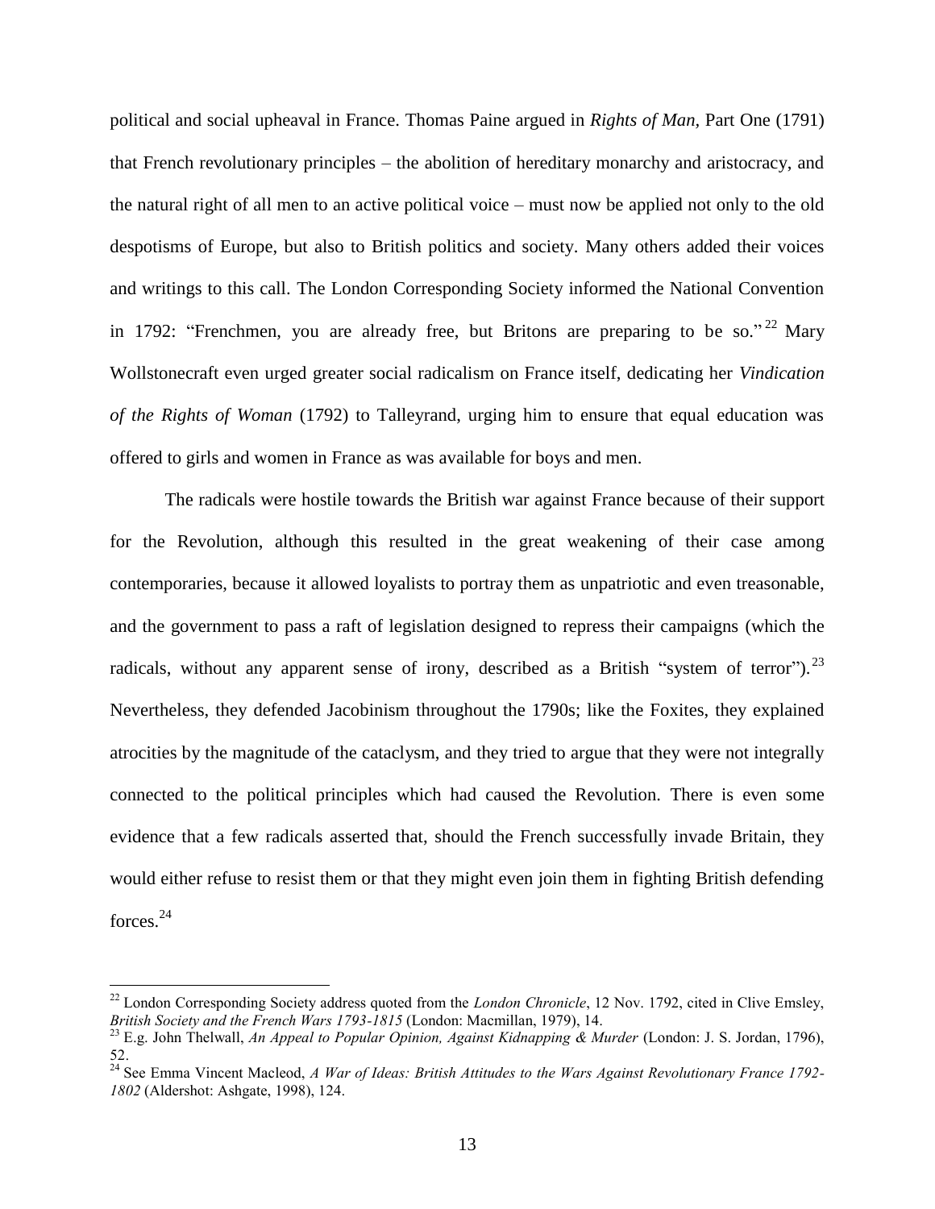political and social upheaval in France. Thomas Paine argued in *Rights of Man*, Part One (1791) that French revolutionary principles – the abolition of hereditary monarchy and aristocracy, and the natural right of all men to an active political voice – must now be applied not only to the old despotisms of Europe, but also to British politics and society. Many others added their voices and writings to this call. The London Corresponding Society informed the National Convention in 1792: "Frenchmen, you are already free, but Britons are preparing to be so."[22] Mary Wollstonecraft even urged greater social radicalism on France itself, dedicating her *Vindication of the Rights of Woman* (1792) to Talleyrand, urging him to ensure that equal education was offered to girls and women in France as was available for boys and men.

The radicals were hostile towards the British war against France because of their support for the Revolution, although this resulted in the great weakening of their case among contemporaries, because it allowed loyalists to portray them as unpatriotic and even treasonable, and the government to pass a raft of legislation designed to repress their campaigns (which the radicals, without any apparent sense of irony, described as a British "system of terror").[23] Nevertheless, they defended Jacobinism throughout the 1790s; like the Foxites, they explained atrocities by the magnitude of the cataclysm, and they tried to argue that they were not integrally connected to the political principles which had caused the Revolution. There is even some evidence that a few radicals asserted that, should the French successfully invade Britain, they would either refuse to resist them or that they might even join them in fighting British defending forces.[24]

---

[22] London Corresponding Society address quoted from the *London Chronicle*, 12 Nov. 1792, cited in Clive Emsley, *British Society and the French Wars 1793-1815* (London: Macmillan, 1979), 14.

[23] E.g. John Thelwall, *An Appeal to Popular Opinion, Against Kidnapping & Murder* (London: J. S. Jordan, 1796), 52.

[24] See Emma Vincent Macleod, *A War of Ideas: British Attitudes to the Wars Against Revolutionary France 1792-1802* (Aldershot: Ashgate, 1998), 124.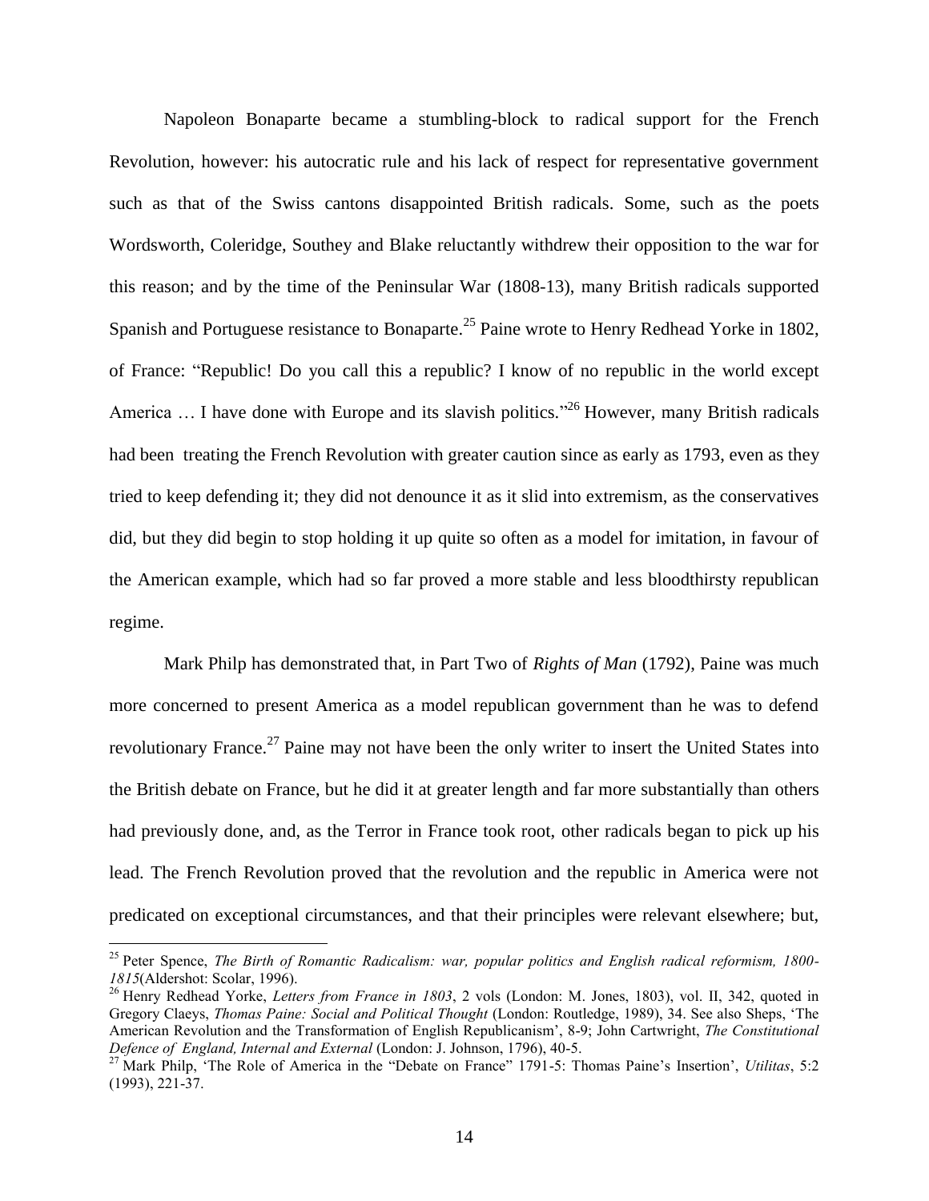Napoleon Bonaparte became a stumbling-block to radical support for the French Revolution, however: his autocratic rule and his lack of respect for representative government such as that of the Swiss cantons disappointed British radicals. Some, such as the poets Wordsworth, Coleridge, Southey and Blake reluctantly withdrew their opposition to the war for this reason; and by the time of the Peninsular War (1808-13), many British radicals supported Spanish and Portuguese resistance to Bonaparte.[25] Paine wrote to Henry Redhead Yorke in 1802, of France: "Republic! Do you call this a republic? I know of no republic in the world except America … I have done with Europe and its slavish politics."[26] However, many British radicals had been treating the French Revolution with greater caution since as early as 1793, even as they tried to keep defending it; they did not denounce it as it slid into extremism, as the conservatives did, but they did begin to stop holding it up quite so often as a model for imitation, in favour of the American example, which had so far proved a more stable and less bloodthirsty republican regime.

Mark Philp has demonstrated that, in Part Two of *Rights of Man* (1792), Paine was much more concerned to present America as a model republican government than he was to defend revolutionary France.[27] Paine may not have been the only writer to insert the United States into the British debate on France, but he did it at greater length and far more substantially than others had previously done, and, as the Terror in France took root, other radicals began to pick up his lead. The French Revolution proved that the revolution and the republic in America were not predicated on exceptional circumstances, and that their principles were relevant elsewhere; but,

---

[25] Peter Spence, *The Birth of Romantic Radicalism: war, popular politics and English radical reformism, 1800-1815*(Aldershot: Scolar, 1996).

[26] Henry Redhead Yorke, *Letters from France in 1803*, 2 vols (London: M. Jones, 1803), vol. II, 342, quoted in Gregory Claeys, *Thomas Paine: Social and Political Thought* (London: Routledge, 1989), 34. See also Sheps, 'The American Revolution and the Transformation of English Republicanism', 8-9; John Cartwright, *The Constitutional Defence of England, Internal and External* (London: J. Johnson, 1796), 40-5.

[27] Mark Philp, 'The Role of America in the "Debate on France" 1791-5: Thomas Paine's Insertion', *Utilitas*, 5:2 (1993), 221-37.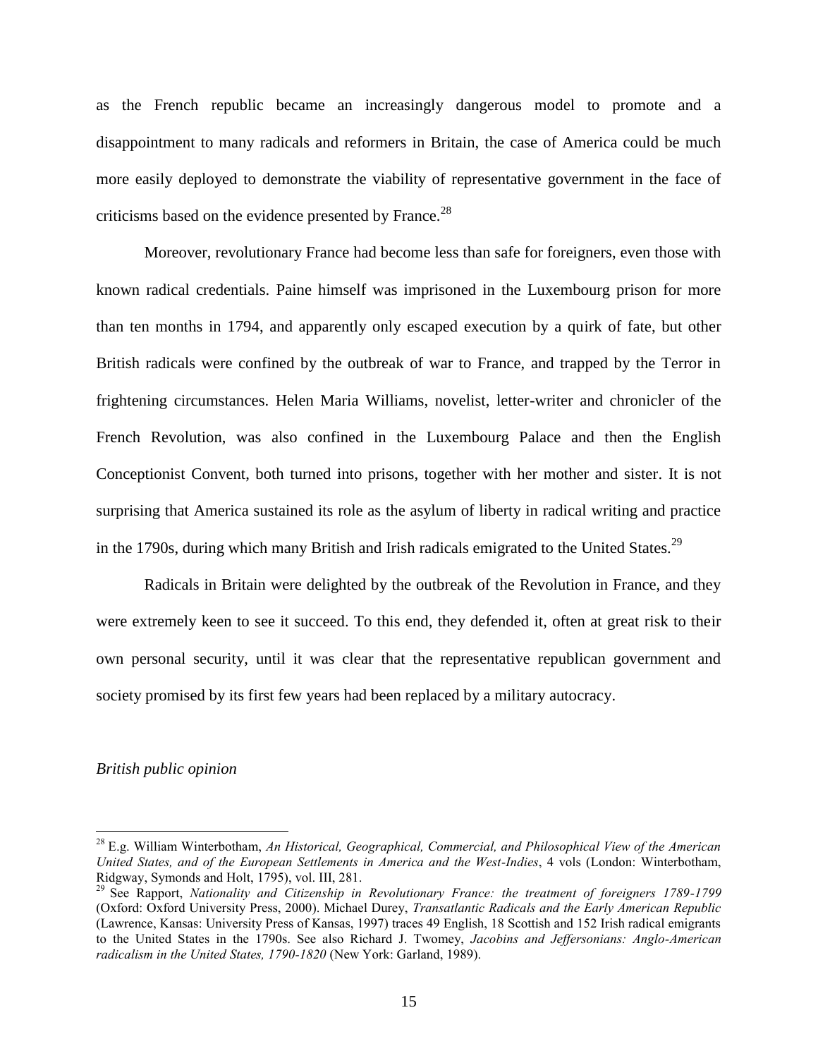as the French republic became an increasingly dangerous model to promote and a disappointment to many radicals and reformers in Britain, the case of America could be much more easily deployed to demonstrate the viability of representative government in the face of criticisms based on the evidence presented by France.[28]

Moreover, revolutionary France had become less than safe for foreigners, even those with known radical credentials. Paine himself was imprisoned in the Luxembourg prison for more than ten months in 1794, and apparently only escaped execution by a quirk of fate, but other British radicals were confined by the outbreak of war to France, and trapped by the Terror in frightening circumstances. Helen Maria Williams, novelist, letter-writer and chronicler of the French Revolution, was also confined in the Luxembourg Palace and then the English Conceptionist Convent, both turned into prisons, together with her mother and sister. It is not surprising that America sustained its role as the asylum of liberty in radical writing and practice in the 1790s, during which many British and Irish radicals emigrated to the United States.[29]

Radicals in Britain were delighted by the outbreak of the Revolution in France, and they were extremely keen to see it succeed. To this end, they defended it, often at great risk to their own personal security, until it was clear that the representative republican government and society promised by its first few years had been replaced by a military autocracy.

*British public opinion*

[28] E.g. William Winterbotham, *An Historical, Geographical, Commercial, and Philosophical View of the American United States, and of the European Settlements in America and the West-Indies*, 4 vols (London: Winterbotham, Ridgway, Symonds and Holt, 1795), vol. III, 281.

[29] See Rapport, *Nationality and Citizenship in Revolutionary France: the treatment of foreigners 1789-1799* (Oxford: Oxford University Press, 2000). Michael Durey, *Transatlantic Radicals and the Early American Republic* (Lawrence, Kansas: University Press of Kansas, 1997) traces 49 English, 18 Scottish and 152 Irish radical emigrants to the United States in the 1790s. See also Richard J. Twomey, *Jacobins and Jeffersonians: Anglo-American radicalism in the United States, 1790-1820* (New York: Garland, 1989).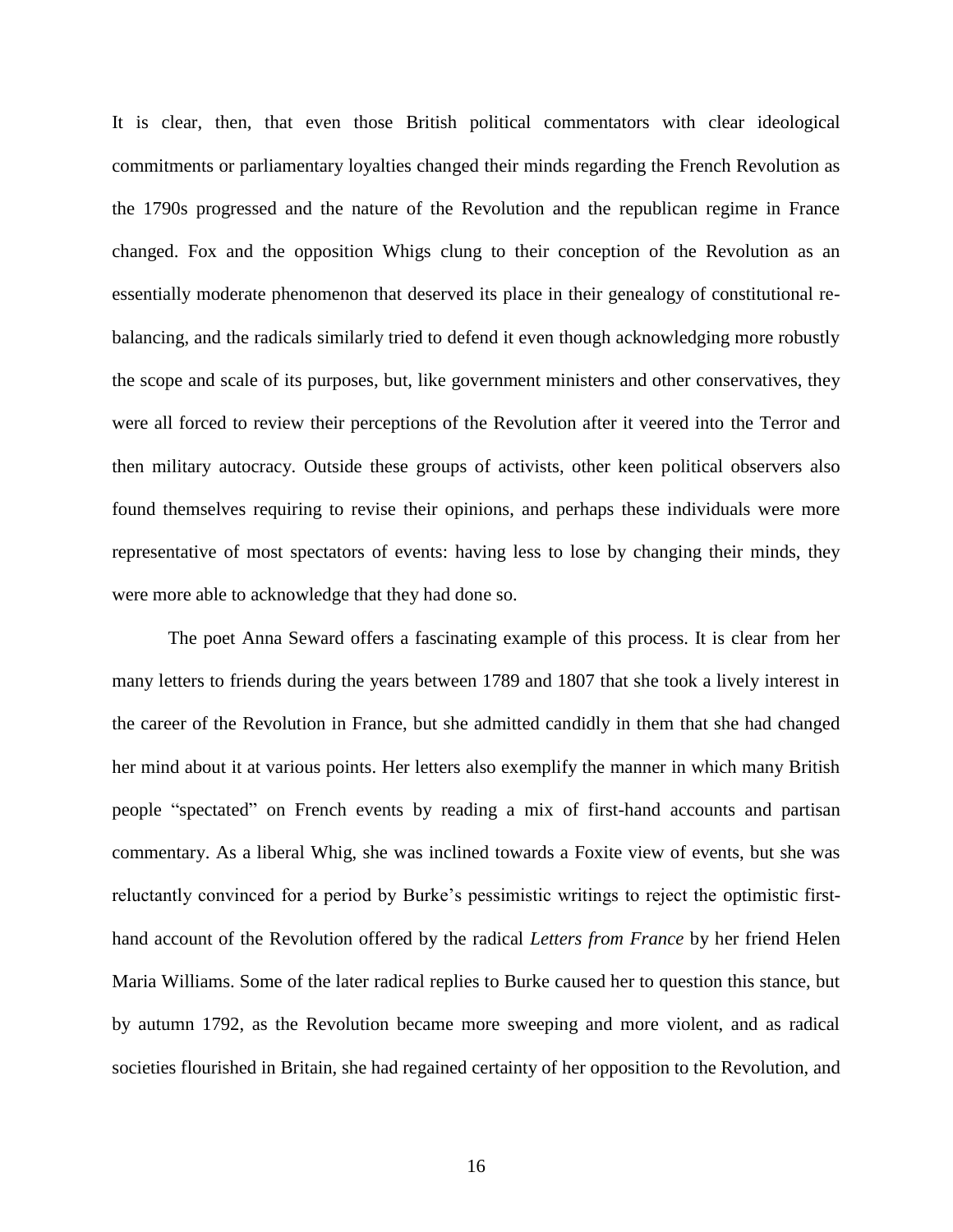It is clear, then, that even those British political commentators with clear ideological commitments or parliamentary loyalties changed their minds regarding the French Revolution as the 1790s progressed and the nature of the Revolution and the republican regime in France changed. Fox and the opposition Whigs clung to their conception of the Revolution as an essentially moderate phenomenon that deserved its place in their genealogy of constitutional re-balancing, and the radicals similarly tried to defend it even though acknowledging more robustly the scope and scale of its purposes, but, like government ministers and other conservatives, they were all forced to review their perceptions of the Revolution after it veered into the Terror and then military autocracy. Outside these groups of activists, other keen political observers also found themselves requiring to revise their opinions, and perhaps these individuals were more representative of most spectators of events: having less to lose by changing their minds, they were more able to acknowledge that they had done so.

The poet Anna Seward offers a fascinating example of this process. It is clear from her many letters to friends during the years between 1789 and 1807 that she took a lively interest in the career of the Revolution in France, but she admitted candidly in them that she had changed her mind about it at various points. Her letters also exemplify the manner in which many British people "spectated" on French events by reading a mix of first-hand accounts and partisan commentary. As a liberal Whig, she was inclined towards a Foxite view of events, but she was reluctantly convinced for a period by Burke's pessimistic writings to reject the optimistic first-hand account of the Revolution offered by the radical *Letters from France* by her friend Helen Maria Williams. Some of the later radical replies to Burke caused her to question this stance, but by autumn 1792, as the Revolution became more sweeping and more violent, and as radical societies flourished in Britain, she had regained certainty of her opposition to the Revolution, and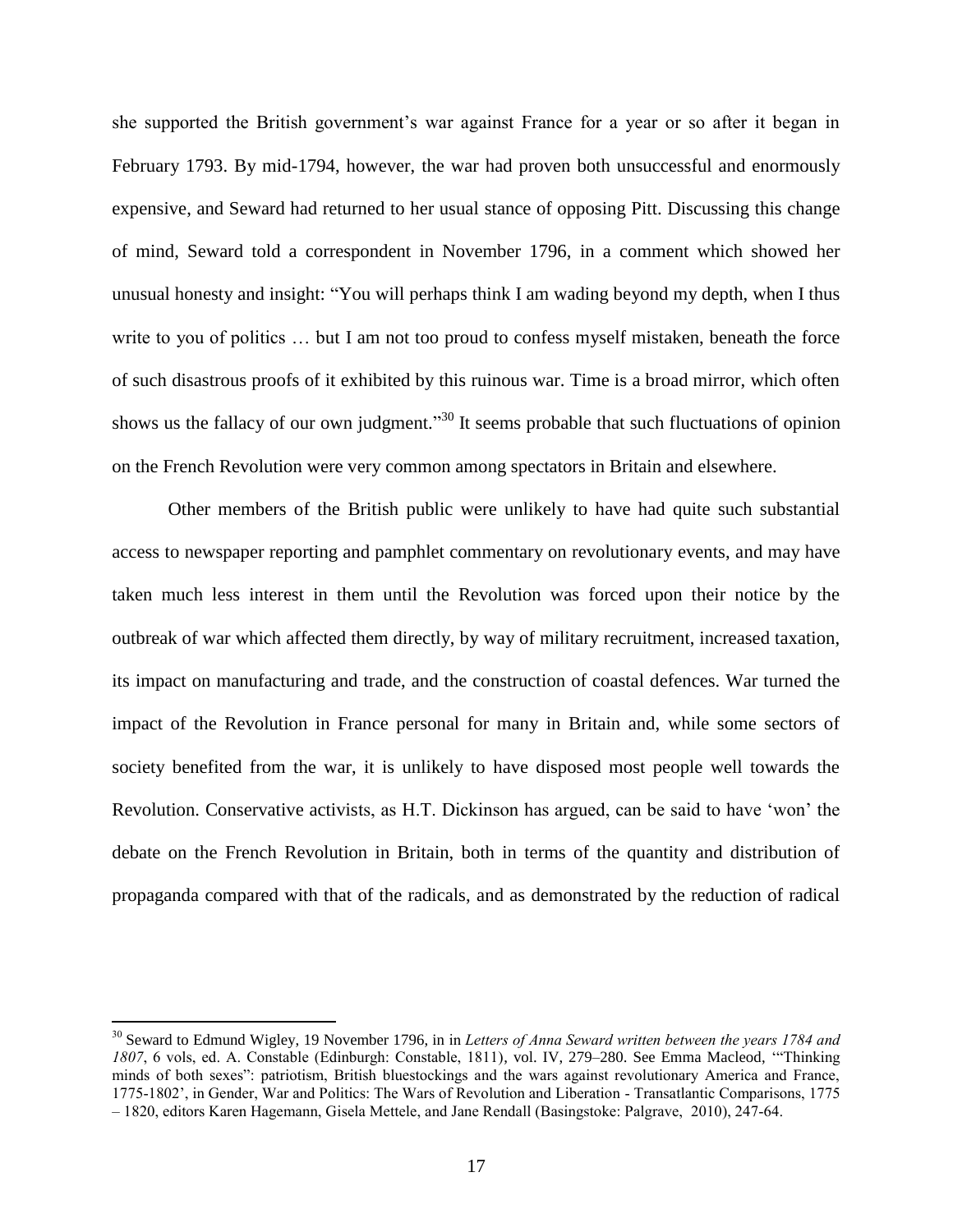she supported the British government's war against France for a year or so after it began in February 1793. By mid-1794, however, the war had proven both unsuccessful and enormously expensive, and Seward had returned to her usual stance of opposing Pitt. Discussing this change of mind, Seward told a correspondent in November 1796, in a comment which showed her unusual honesty and insight: "You will perhaps think I am wading beyond my depth, when I thus write to you of politics … but I am not too proud to confess myself mistaken, beneath the force of such disastrous proofs of it exhibited by this ruinous war. Time is a broad mirror, which often shows us the fallacy of our own judgment."[30] It seems probable that such fluctuations of opinion on the French Revolution were very common among spectators in Britain and elsewhere.

Other members of the British public were unlikely to have had quite such substantial access to newspaper reporting and pamphlet commentary on revolutionary events, and may have taken much less interest in them until the Revolution was forced upon their notice by the outbreak of war which affected them directly, by way of military recruitment, increased taxation, its impact on manufacturing and trade, and the construction of coastal defences. War turned the impact of the Revolution in France personal for many in Britain and, while some sectors of society benefited from the war, it is unlikely to have disposed most people well towards the Revolution. Conservative activists, as H.T. Dickinson has argued, can be said to have 'won' the debate on the French Revolution in Britain, both in terms of the quantity and distribution of propaganda compared with that of the radicals, and as demonstrated by the reduction of radical

---

[30] Seward to Edmund Wigley, 19 November 1796, in in *Letters of Anna Seward written between the years 1784 and 1807*, 6 vols, ed. A. Constable (Edinburgh: Constable, 1811), vol. IV, 279–280. See Emma Macleod, '"Thinking minds of both sexes": patriotism, British bluestockings and the wars against revolutionary America and France, 1775-1802', in Gender, War and Politics: The Wars of Revolution and Liberation - Transatlantic Comparisons, 1775 – 1820, editors Karen Hagemann, Gisela Mettele, and Jane Rendall (Basingstoke: Palgrave, 2010), 247-64.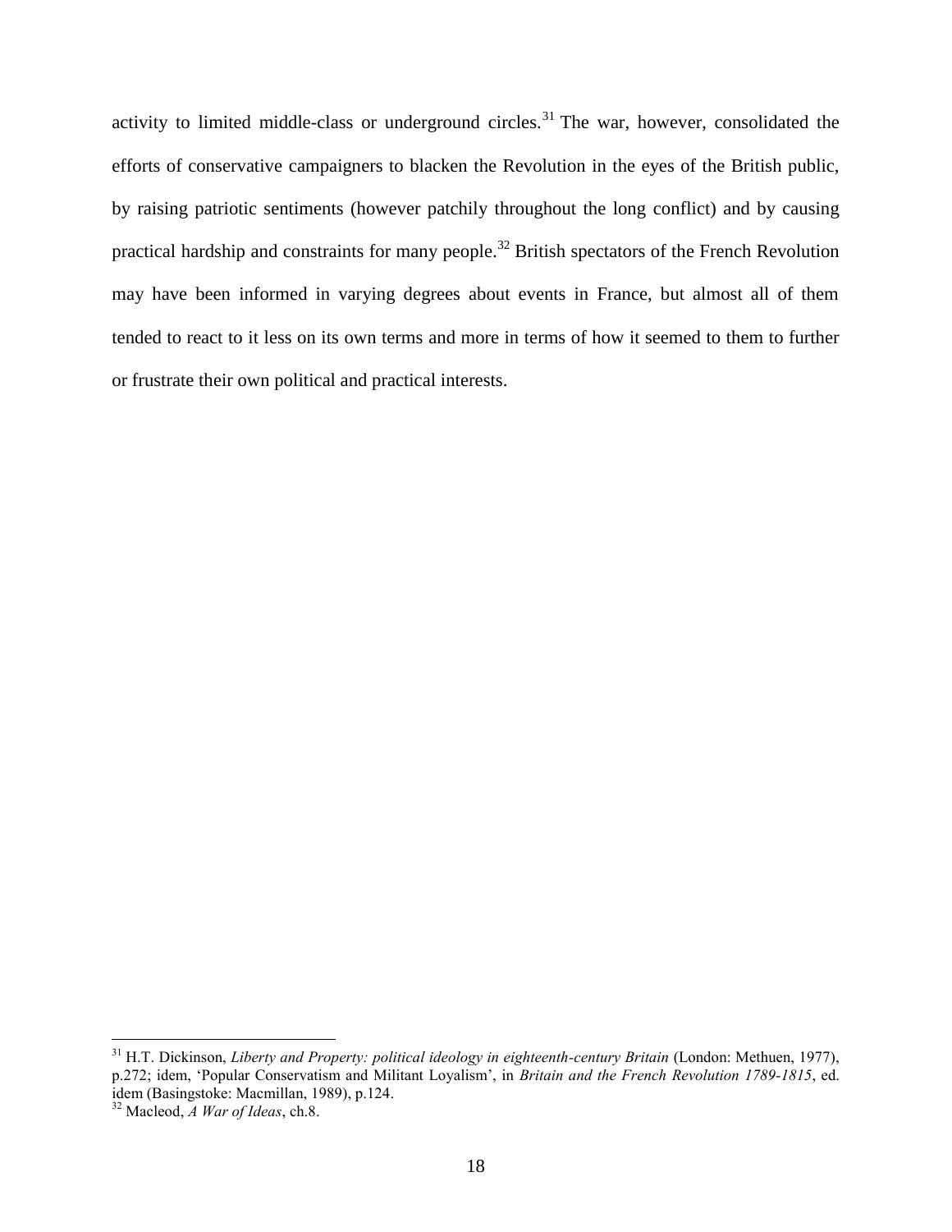activity to limited middle-class or underground circles.[31] The war, however, consolidated the efforts of conservative campaigners to blacken the Revolution in the eyes of the British public, by raising patriotic sentiments (however patchily throughout the long conflict) and by causing practical hardship and constraints for many people.[32] British spectators of the French Revolution may have been informed in varying degrees about events in France, but almost all of them tended to react to it less on its own terms and more in terms of how it seemed to them to further or frustrate their own political and practical interests.

---

[31] H.T. Dickinson, *Liberty and Property: political ideology in eighteenth-century Britain* (London: Methuen, 1977), p.272; idem, 'Popular Conservatism and Militant Loyalism', in *Britain and the French Revolution 1789-1815*, ed. idem (Basingstoke: Macmillan, 1989), p.124.

[32] Macleod, *A War of Ideas*, ch.8.